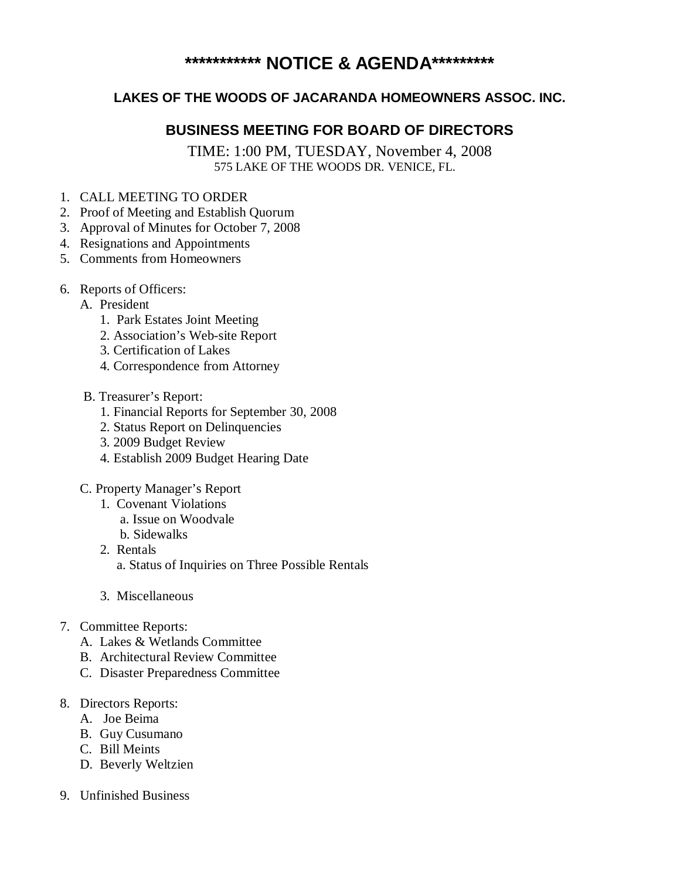# *********** NOTICE & AGENDA*********

## LAKES OF THE WOODS OF JACARANDA HOMEOWNERS ASSOC. INC.

## BUSINESS MEETING FOR BOARD OF DIRECTORS

TIME: 1:00 PM, TUESDAY, November 4, 2008
575 LAKE OF THE WOODS DR. VENICE, FL.

1. CALL MEETING TO ORDER
2. Proof of Meeting and Establish Quorum
3. Approval of Minutes for October 7, 2008
4. Resignations and Appointments
5. Comments from Homeowners

6. Reports of Officers:
   - A. President
     1. Park Estates Joint Meeting
     2. Association's Web-site Report
     3. Certification of Lakes
     4. Correspondence from Attorney

   - B. Treasurer's Report:
     1. Financial Reports for September 30, 2008
     2. Status Report on Delinquencies
     3. 2009 Budget Review
     4. Establish 2009 Budget Hearing Date

   - C. Property Manager's Report
     1. Covenant Violations
        - a. Issue on Woodvale
        - b. Sidewalks
     2. Rentals
        - a. Status of Inquiries on Three Possible Rentals

     3. Miscellaneous

7. Committee Reports:
   - A. Lakes & Wetlands Committee
   - B. Architectural Review Committee
   - C. Disaster Preparedness Committee

8. Directors Reports:
   - A. Joe Beima
   - B. Guy Cusumano
   - C. Bill Meints
   - D. Beverly Weltzien

9. Unfinished Business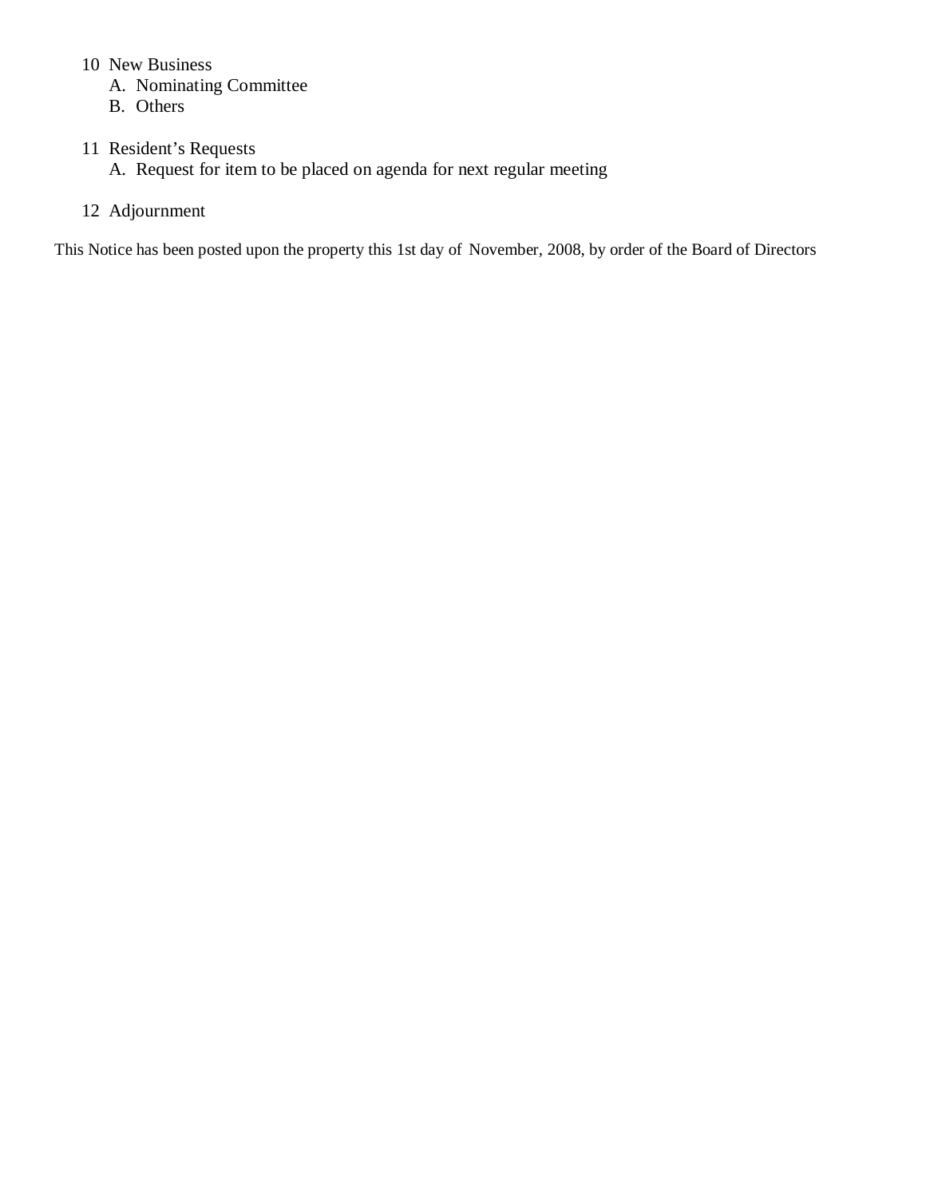10 New Business
   A. Nominating Committee
   B. Others

11 Resident's Requests
   A. Request for item to be placed on agenda for next regular meeting

12 Adjournment

This Notice has been posted upon the property this 1st day of November, 2008, by order of the Board of Directors